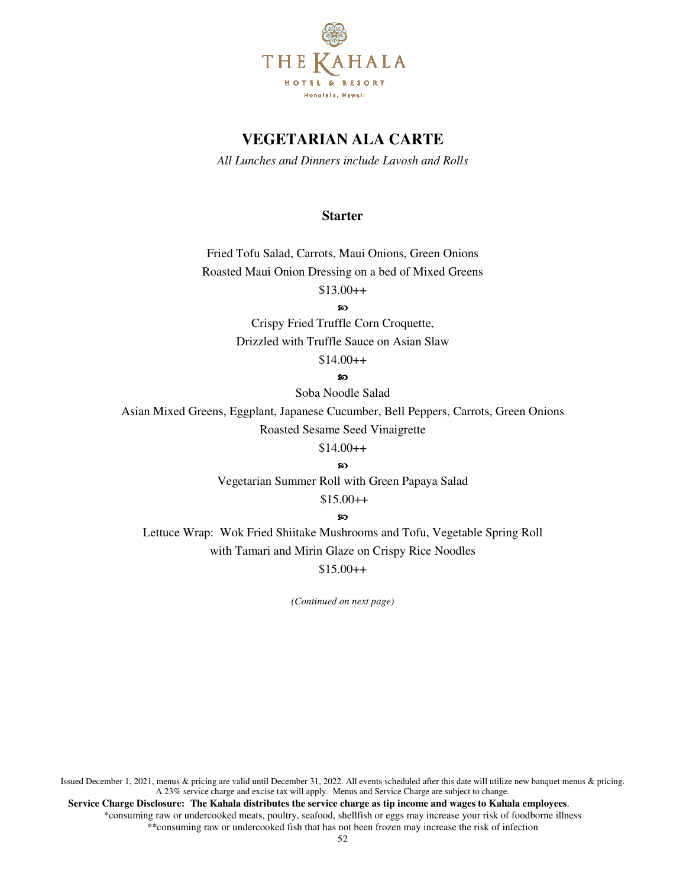# VEGETARIAN ALA CARTE

*All Lunches and Dinners include Lavosh and Rolls*

## Starter

Fried Tofu Salad, Carrots, Maui Onions, Green Onions
Roasted Maui Onion Dressing on a bed of Mixed Greens
$13.00++

ꕤ

Crispy Fried Truffle Corn Croquette,
Drizzled with Truffle Sauce on Asian Slaw
$14.00++

ꕤ

Soba Noodle Salad
Asian Mixed Greens, Eggplant, Japanese Cucumber, Bell Peppers, Carrots, Green Onions
Roasted Sesame Seed Vinaigrette
$14.00++

ꕤ

Vegetarian Summer Roll with Green Papaya Salad
$15.00++

ꕤ

Lettuce Wrap: Wok Fried Shiitake Mushrooms and Tofu, Vegetable Spring Roll
with Tamari and Mirin Glaze on Crispy Rice Noodles
$15.00++

*(Continued on next page)*

Issued December 1, 2021, menus & pricing are valid until December 31, 2022. All events scheduled after this date will utilize new banquet menus & pricing. A 23% service charge and excise tax will apply. Menus and Service Charge are subject to change.

**Service Charge Disclosure: The Kahala distributes the service charge as tip income and wages to Kahala employees**.

*consuming raw or undercooked meats, poultry, seafood, shellfish or eggs may increase your risk of foodborne illness

**consuming raw or undercooked fish that has not been frozen may increase the risk of infection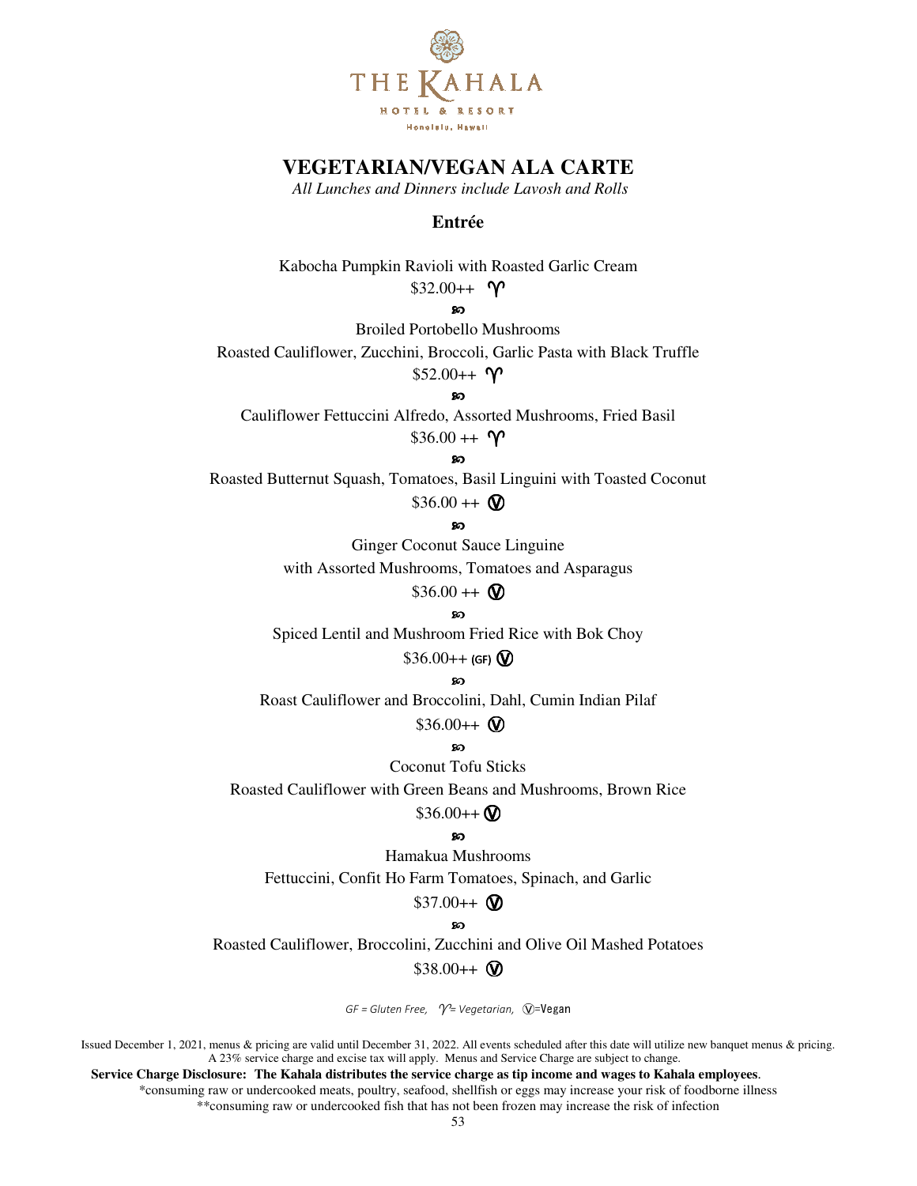THE KAHALA

HOTEL & RESORT

Honolulu, Hawaii

# VEGETARIAN/VEGAN ALA CARTE

*All Lunches and Dinners include Lavosh and Rolls*

## Entrée

Kabocha Pumpkin Ravioli with Roasted Garlic Cream

$32.00++ ♈

ஐ

Broiled Portobello Mushrooms

Roasted Cauliflower, Zucchini, Broccoli, Garlic Pasta with Black Truffle

$52.00++ ♈

ஐ

Cauliflower Fettuccini Alfredo, Assorted Mushrooms, Fried Basil

$36.00 ++ ♈

ஐ

Roasted Butternut Squash, Tomatoes, Basil Linguini with Toasted Coconut

$36.00 ++ Ⓥ

ஐ

Ginger Coconut Sauce Linguine

with Assorted Mushrooms, Tomatoes and Asparagus

$36.00 ++ Ⓥ

ஐ

Spiced Lentil and Mushroom Fried Rice with Bok Choy

$36.00++ (GF) Ⓥ

ஐ

Roast Cauliflower and Broccolini, Dahl, Cumin Indian Pilaf

$36.00++ Ⓥ

ஐ

Coconut Tofu Sticks

Roasted Cauliflower with Green Beans and Mushrooms, Brown Rice

$36.00++ Ⓥ

ஐ

Hamakua Mushrooms

Fettuccini, Confit Ho Farm Tomatoes, Spinach, and Garlic

$37.00++ Ⓥ

ஐ

Roasted Cauliflower, Broccolini, Zucchini and Olive Oil Mashed Potatoes

$38.00++ Ⓥ

*GF = Gluten Free, ♈= Vegetarian,* Ⓥ=Vegan

Issued December 1, 2021, menus & pricing are valid until December 31, 2022. All events scheduled after this date will utilize new banquet menus & pricing. A 23% service charge and excise tax will apply. Menus and Service Charge are subject to change.

**Service Charge Disclosure: The Kahala distributes the service charge as tip income and wages to Kahala employees**.

*consuming raw or undercooked meats, poultry, seafood, shellfish or eggs may increase your risk of foodborne illness

**consuming raw or undercooked fish that has not been frozen may increase the risk of infection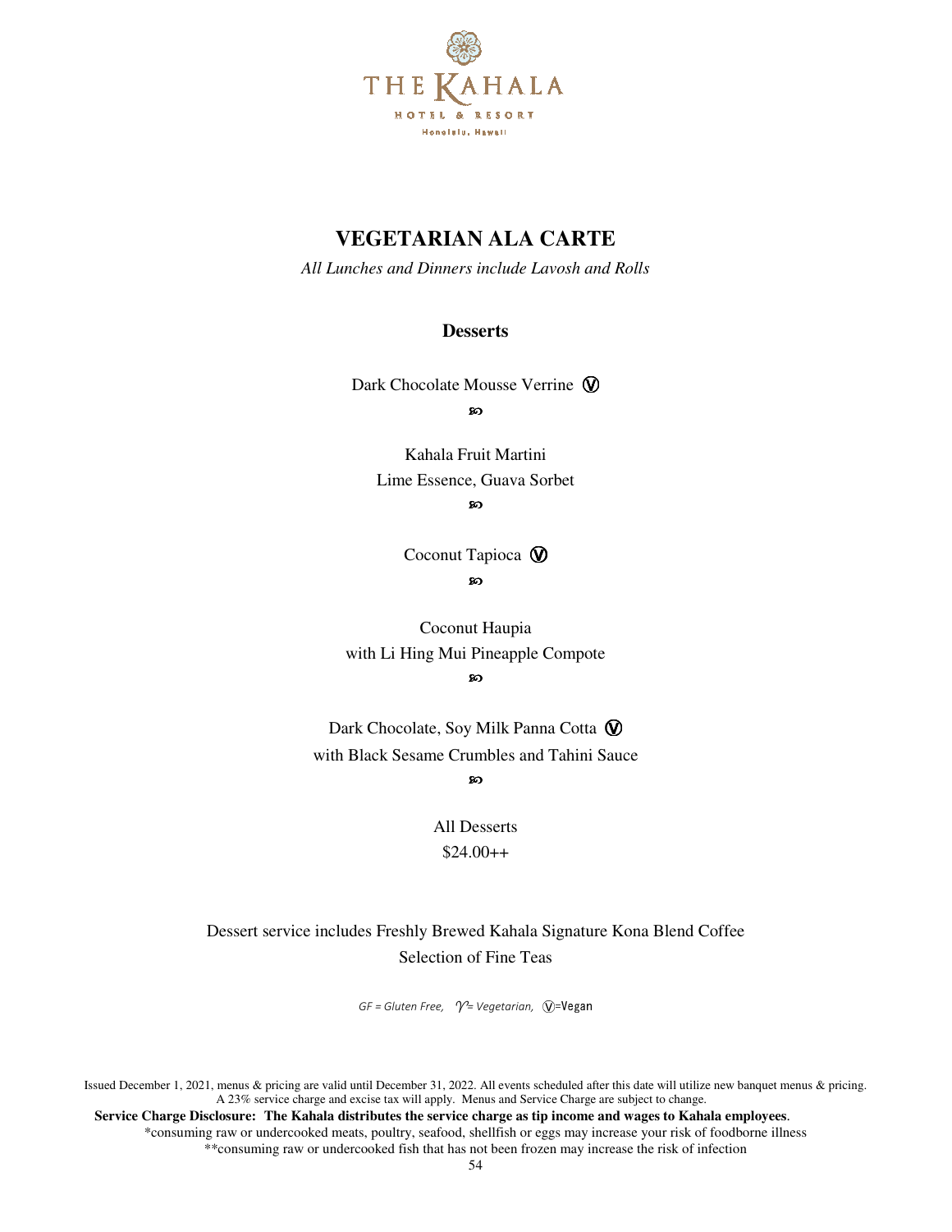THE KAHALA

HOTEL & RESORT

Honolulu, Hawaii

# VEGETARIAN ALA CARTE

*All Lunches and Dinners include Lavosh and Rolls*

## Desserts

Dark Chocolate Mousse Verrine Ⓥ

Kahala Fruit Martini
Lime Essence, Guava Sorbet

Coconut Tapioca Ⓥ

Coconut Haupia
with Li Hing Mui Pineapple Compote

Dark Chocolate, Soy Milk Panna Cotta Ⓥ
with Black Sesame Crumbles and Tahini Sauce

All Desserts
$24.00++

Dessert service includes Freshly Brewed Kahala Signature Kona Blend Coffee
Selection of Fine Teas

*GF = Gluten Free, ♈= Vegetarian,* Ⓥ=Vegan

Issued December 1, 2021, menus & pricing are valid until December 31, 2022. All events scheduled after this date will utilize new banquet menus & pricing. A 23% service charge and excise tax will apply. Menus and Service Charge are subject to change.

**Service Charge Disclosure: The Kahala distributes the service charge as tip income and wages to Kahala employees**.

*consuming raw or undercooked meats, poultry, seafood, shellfish or eggs may increase your risk of foodborne illness

**consuming raw or undercooked fish that has not been frozen may increase the risk of infection